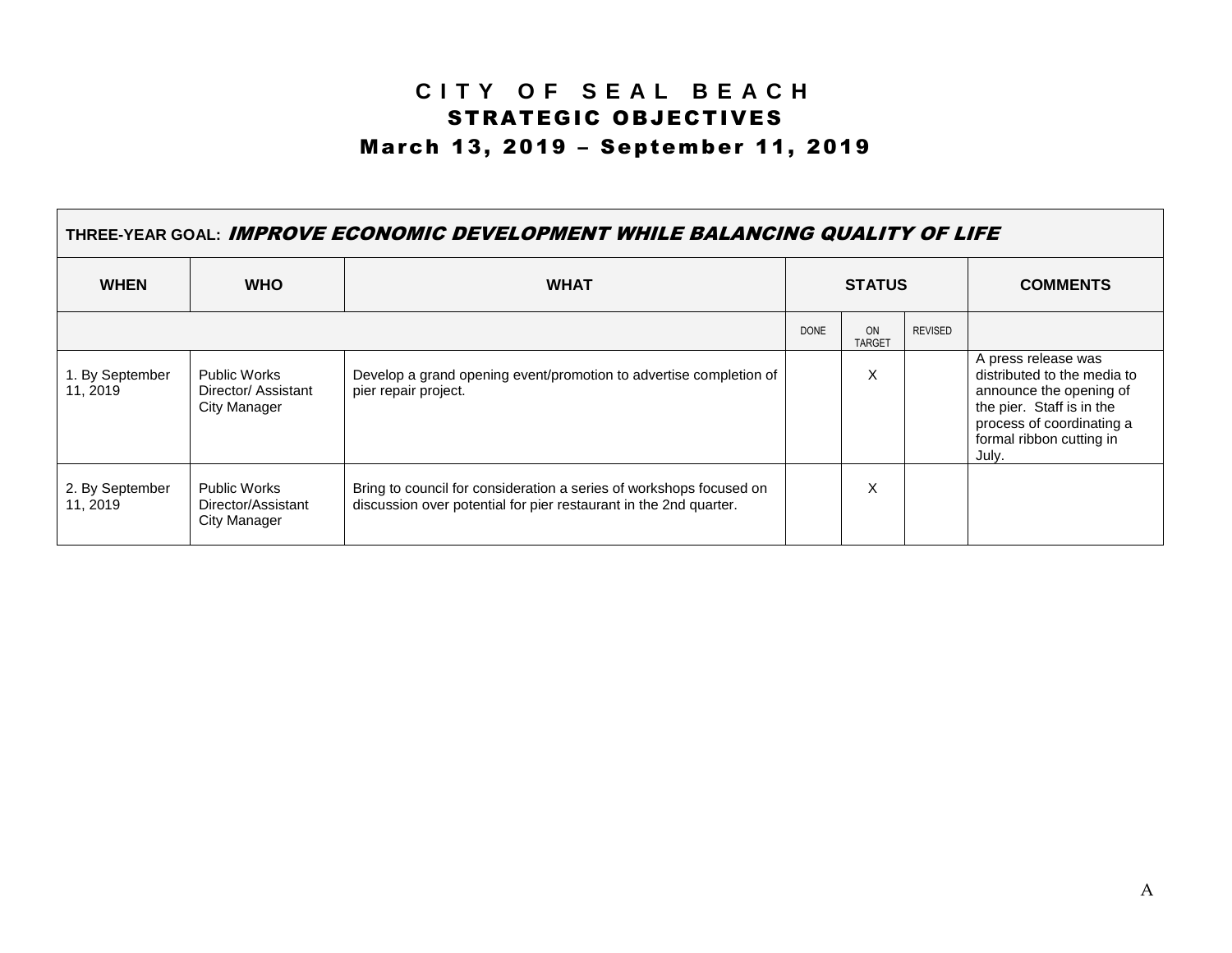# CITY OF SEAL BEACH

## STRATEGIC OBJECTIVES

### March 13, 2019 – September 11, 2019

| THREE-YEAR GOAL: ***IMPROVE ECONOMIC DEVELOPMENT WHILE BALANCING QUALITY OF LIFE*** | | | | | | |
|---|---|---|---|---|---|---|
| **WHEN** | **WHO** | **WHAT** | **STATUS** | | | **COMMENTS** |
| | | | DONE | ON TARGET | REVISED | |
| 1. By September 11, 2019 | Public Works Director/ Assistant City Manager | Develop a grand opening event/promotion to advertise completion of pier repair project. | | X | | A press release was distributed to the media to announce the opening of the pier. Staff is in the process of coordinating a formal ribbon cutting in July. |
| 2. By September 11, 2019 | Public Works Director/Assistant City Manager | Bring to council for consideration a series of workshops focused on discussion over potential for pier restaurant in the 2nd quarter. | | X | | |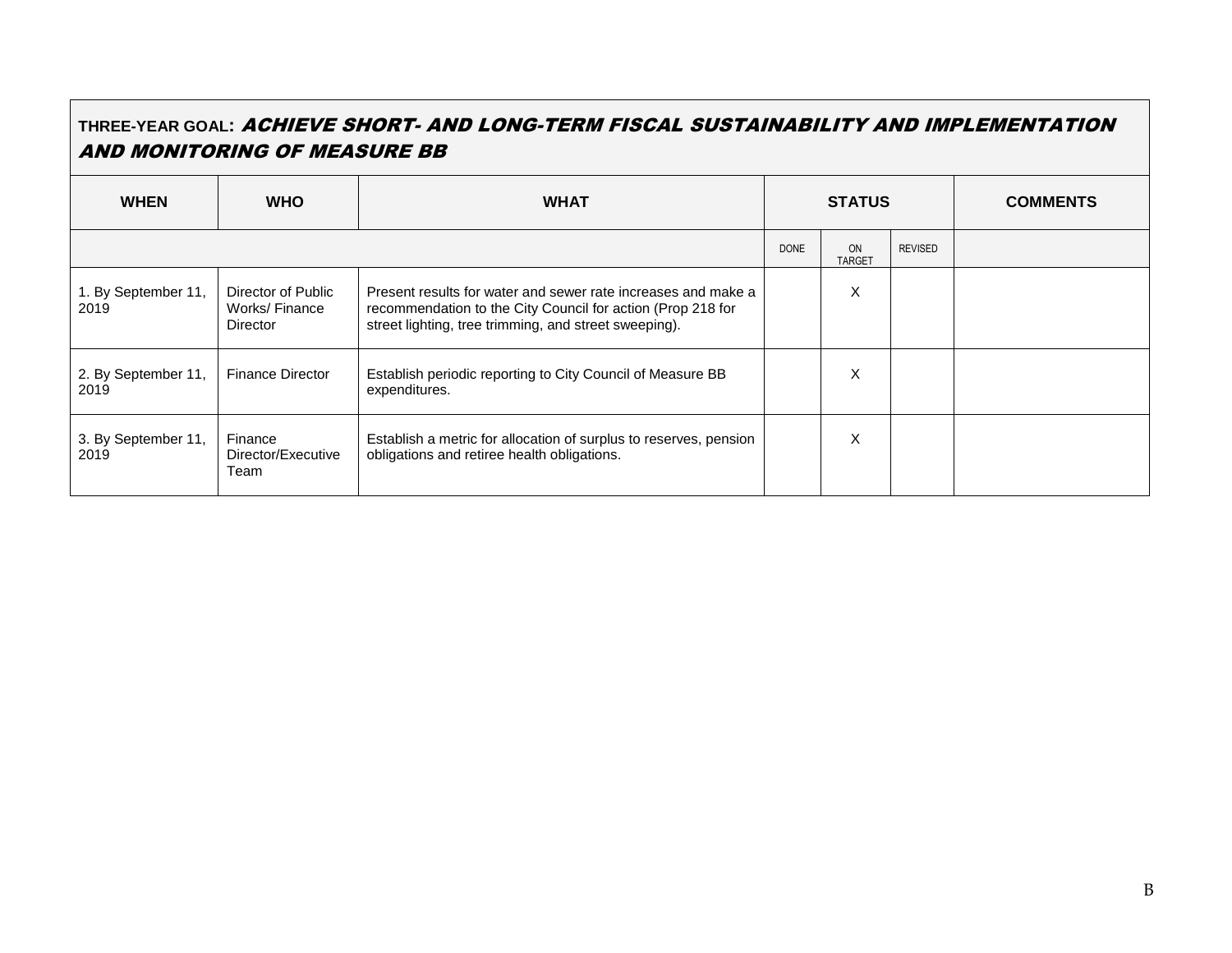**THREE-YEAR GOAL:** ***ACHIEVE SHORT- AND LONG-TERM FISCAL SUSTAINABILITY AND IMPLEMENTATION AND MONITORING OF MEASURE BB***

| WHEN | WHO | WHAT | STATUS | | | COMMENTS |
|---|---|---|---|---|---|---|
| | | | DONE | ON TARGET | REVISED | |
| 1. By September 11, 2019 | Director of Public Works/ Finance Director | Present results for water and sewer rate increases and make a recommendation to the City Council for action (Prop 218 for street lighting, tree trimming, and street sweeping). | | X | | |
| 2. By September 11, 2019 | Finance Director | Establish periodic reporting to City Council of Measure BB expenditures. | | X | | |
| 3. By September 11, 2019 | Finance Director/Executive Team | Establish a metric for allocation of surplus to reserves, pension obligations and retiree health obligations. | | X | | |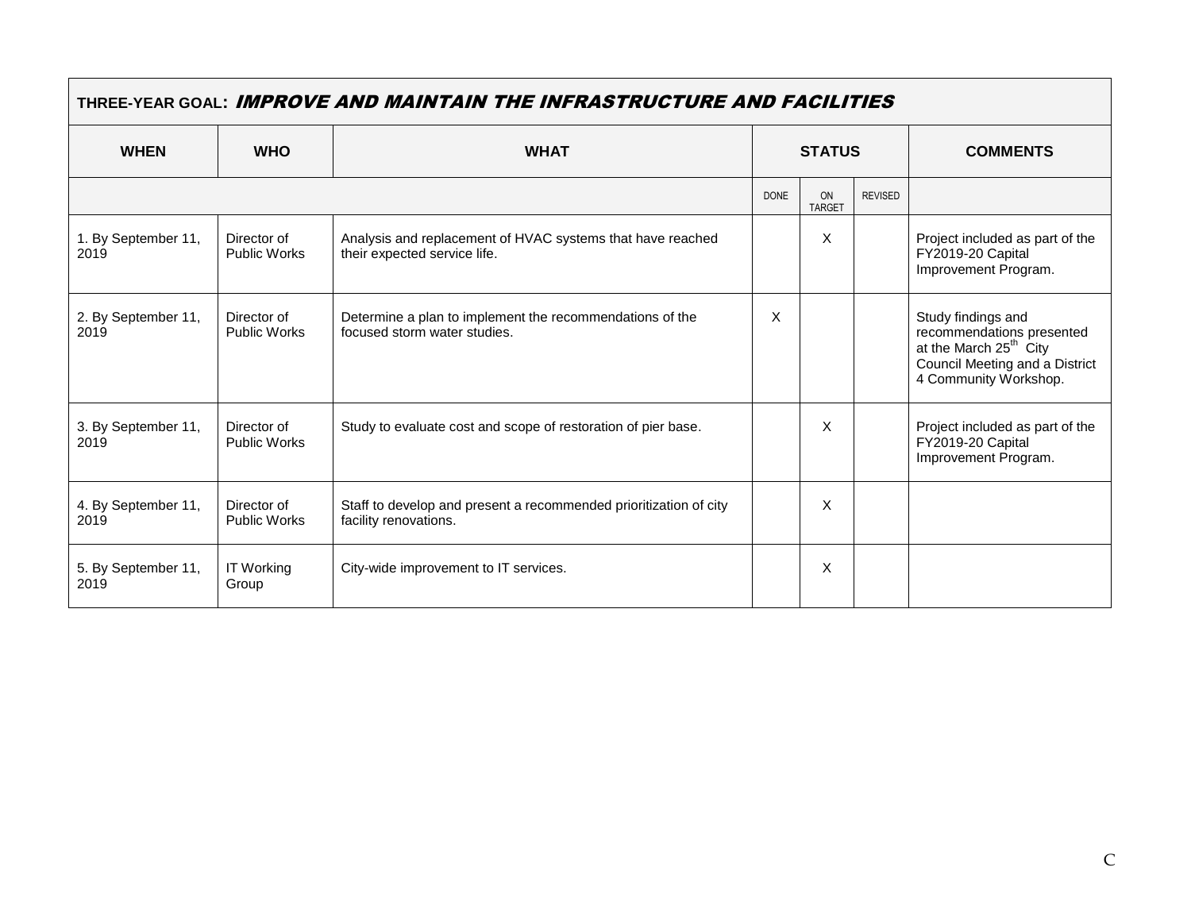| THREE-YEAR GOAL: ***IMPROVE AND MAINTAIN THE INFRASTRUCTURE AND FACILITIES*** | | | | | | |
|---|---|---|---|---|---|---|
| **WHEN** | **WHO** | **WHAT** | **STATUS** | | | **COMMENTS** |
| | | | DONE | ON TARGET | REVISED | |
| 1. By September 11, 2019 | Director of Public Works | Analysis and replacement of HVAC systems that have reached their expected service life. | | X | | Project included as part of the FY2019-20 Capital Improvement Program. |
| 2. By September 11, 2019 | Director of Public Works | Determine a plan to implement the recommendations of the focused storm water studies. | X | | | Study findings and recommendations presented at the March 25th City Council Meeting and a District 4 Community Workshop. |
| 3. By September 11, 2019 | Director of Public Works | Study to evaluate cost and scope of restoration of pier base. | | X | | Project included as part of the FY2019-20 Capital Improvement Program. |
| 4. By September 11, 2019 | Director of Public Works | Staff to develop and present a recommended prioritization of city facility renovations. | | X | | |
| 5. By September 11, 2019 | IT Working Group | City-wide improvement to IT services. | | X | | |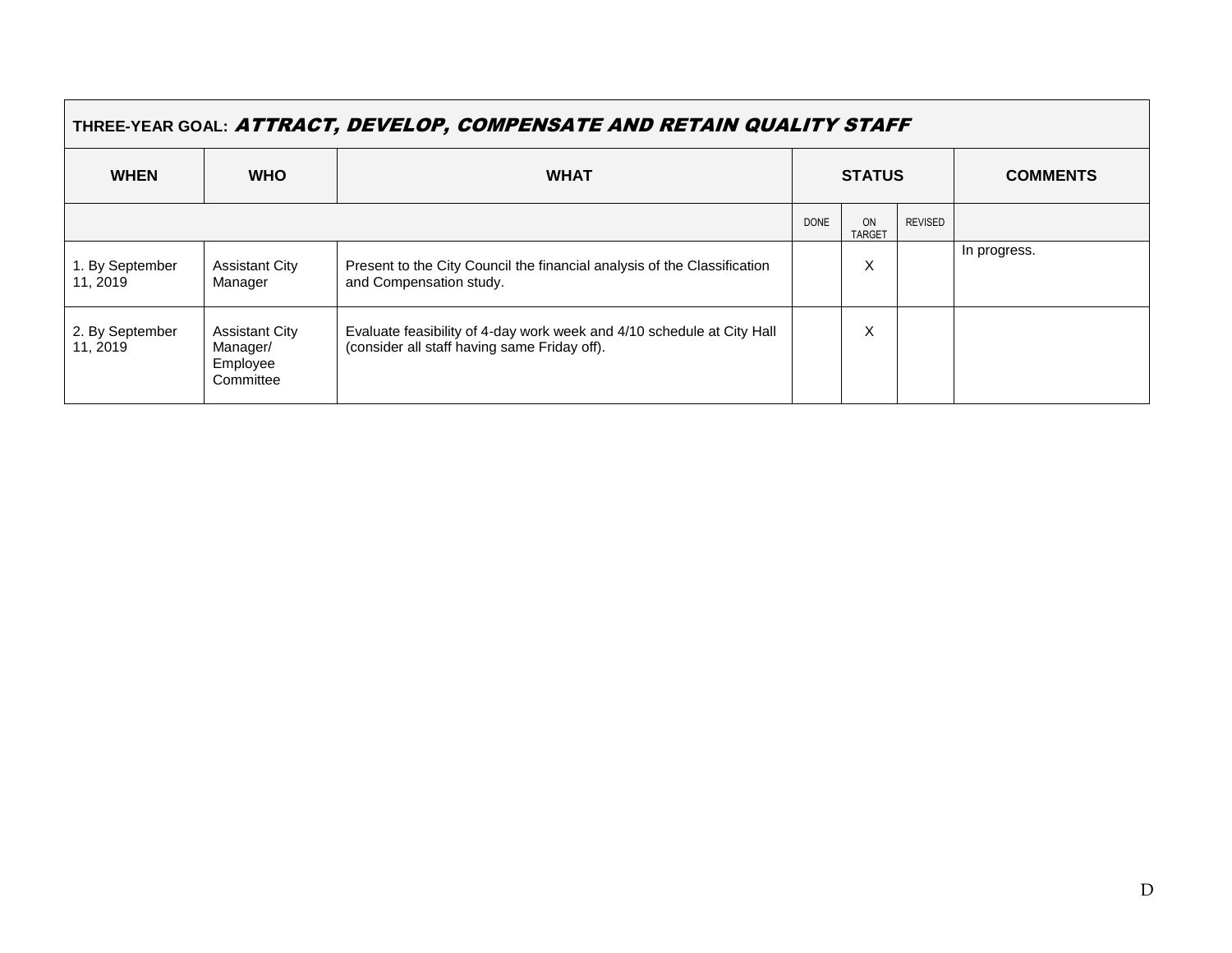| **THREE-YEAR GOAL:** ***ATTRACT, DEVELOP, COMPENSATE AND RETAIN QUALITY STAFF*** | | | | | | |
|---|---|---|---|---|---|---|
| **WHEN** | **WHO** | **WHAT** | **STATUS** | | | **COMMENTS** |
| | | | DONE | ON TARGET | REVISED | |
| 1. By September 11, 2019 | Assistant City Manager | Present to the City Council the financial analysis of the Classification and Compensation study. | | X | | In progress. |
| 2. By September 11, 2019 | Assistant City Manager/ Employee Committee | Evaluate feasibility of 4-day work week and 4/10 schedule at City Hall (consider all staff having same Friday off). | | X | | |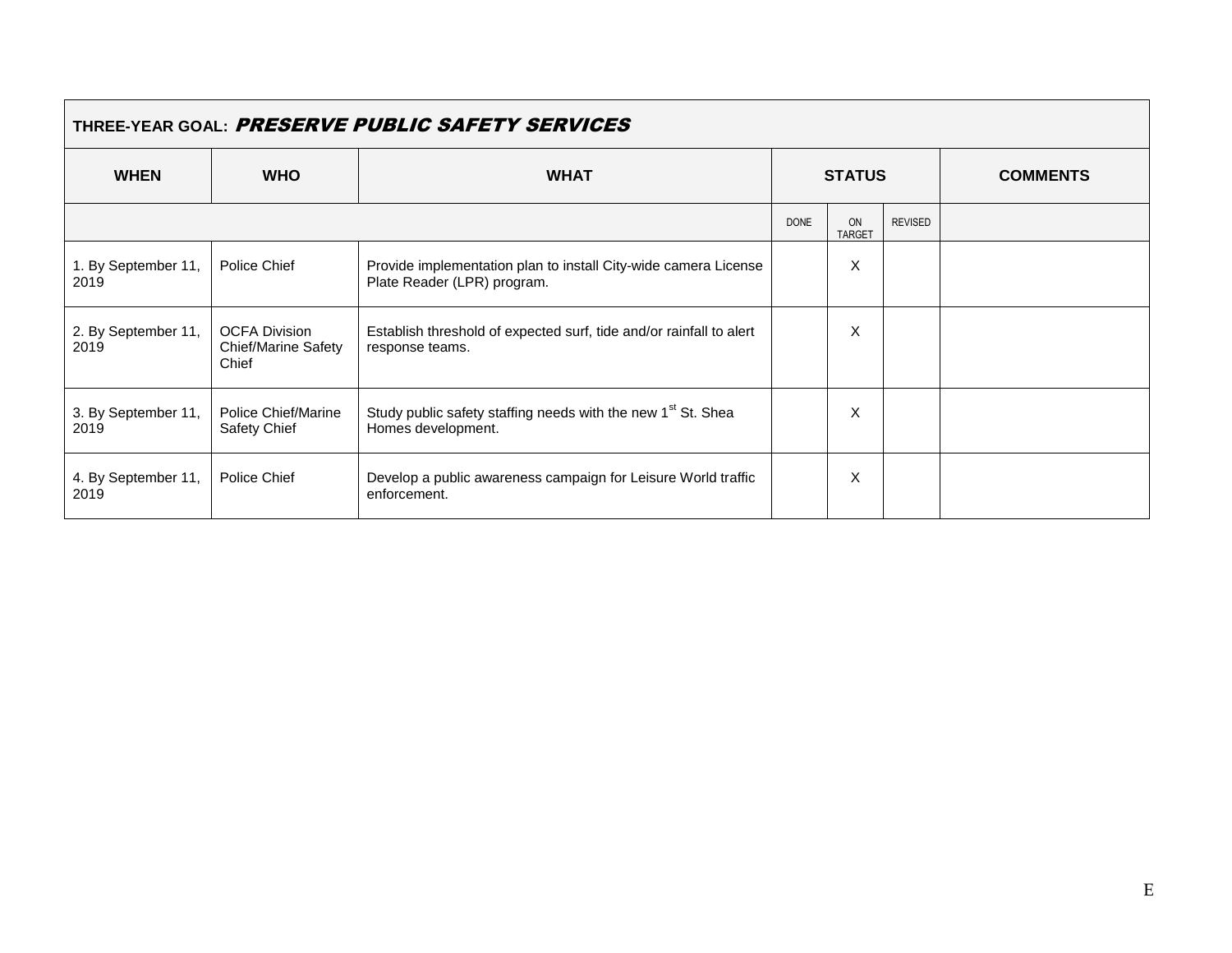| THREE-YEAR GOAL: ***PRESERVE PUBLIC SAFETY SERVICES*** | | | | | | |
|---|---|---|---|---|---|---|
| **WHEN** | **WHO** | **WHAT** | **STATUS** | | | **COMMENTS** |
| | | | DONE | ON TARGET | REVISED | |
| 1. By September 11, 2019 | Police Chief | Provide implementation plan to install City-wide camera License Plate Reader (LPR) program. | | X | | |
| 2. By September 11, 2019 | OCFA Division Chief/Marine Safety Chief | Establish threshold of expected surf, tide and/or rainfall to alert response teams. | | X | | |
| 3. By September 11, 2019 | Police Chief/Marine Safety Chief | Study public safety staffing needs with the new 1st St. Shea Homes development. | | X | | |
| 4. By September 11, 2019 | Police Chief | Develop a public awareness campaign for Leisure World traffic enforcement. | | X | | |

E